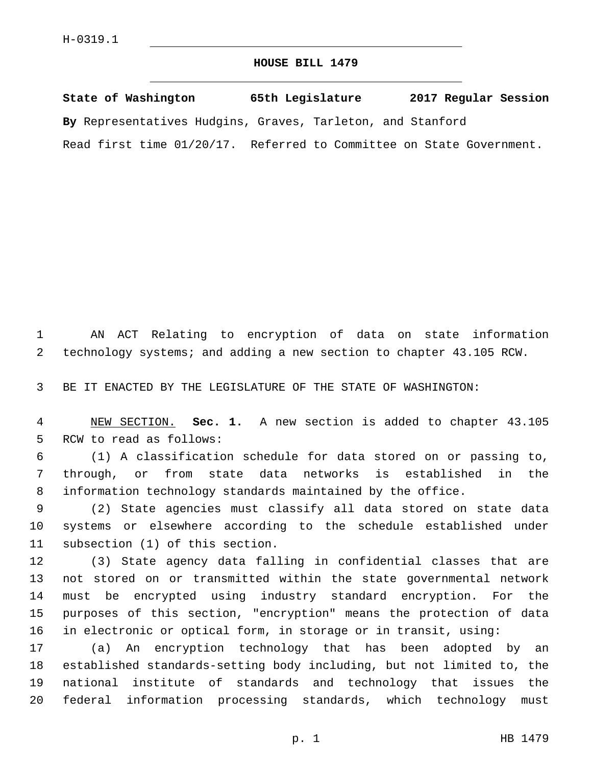H-0319.1

# HOUSE BILL 1479

**State of Washington 65th Legislature 2017 Regular Session**

**By** Representatives Hudgins, Graves, Tarleton, and Stanford

Read first time 01/20/17. Referred to Committee on State Government.

AN ACT Relating to encryption of data on state information technology systems; and adding a new section to chapter 43.105 RCW.

BE IT ENACTED BY THE LEGISLATURE OF THE STATE OF WASHINGTON:

NEW SECTION. **Sec. 1.** A new section is added to chapter 43.105 RCW to read as follows:

(1) A classification schedule for data stored on or passing to, through, or from state data networks is established in the information technology standards maintained by the office.

(2) State agencies must classify all data stored on state data systems or elsewhere according to the schedule established under subsection (1) of this section.

(3) State agency data falling in confidential classes that are not stored on or transmitted within the state governmental network must be encrypted using industry standard encryption. For the purposes of this section, "encryption" means the protection of data in electronic or optical form, in storage or in transit, using:

(a) An encryption technology that has been adopted by an established standards-setting body including, but not limited to, the national institute of standards and technology that issues the federal information processing standards, which technology must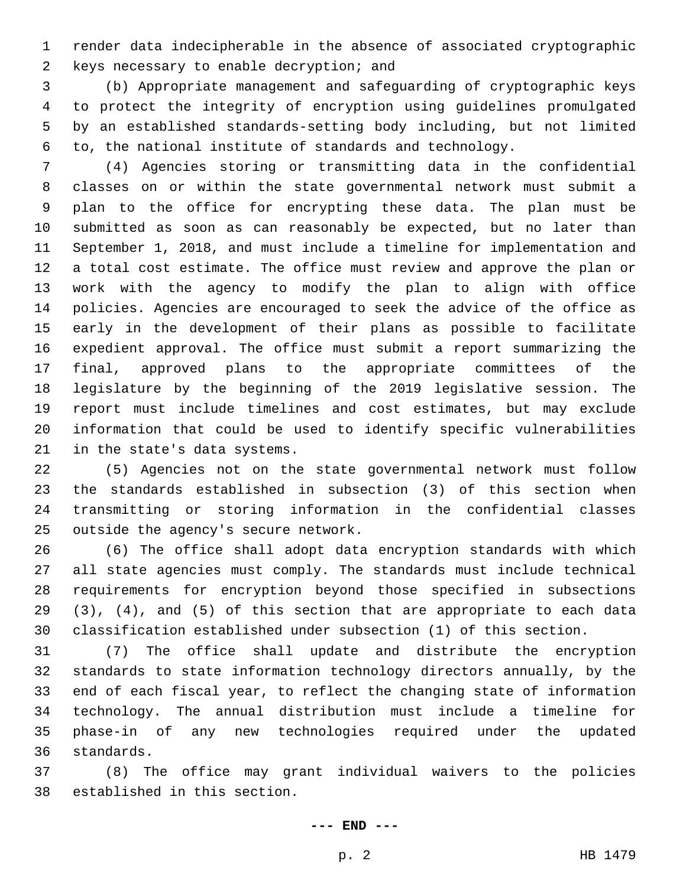render data indecipherable in the absence of associated cryptographic keys necessary to enable decryption; and

(b) Appropriate management and safeguarding of cryptographic keys to protect the integrity of encryption using guidelines promulgated by an established standards-setting body including, but not limited to, the national institute of standards and technology.

(4) Agencies storing or transmitting data in the confidential classes on or within the state governmental network must submit a plan to the office for encrypting these data. The plan must be submitted as soon as can reasonably be expected, but no later than September 1, 2018, and must include a timeline for implementation and a total cost estimate. The office must review and approve the plan or work with the agency to modify the plan to align with office policies. Agencies are encouraged to seek the advice of the office as early in the development of their plans as possible to facilitate expedient approval. The office must submit a report summarizing the final, approved plans to the appropriate committees of the legislature by the beginning of the 2019 legislative session. The report must include timelines and cost estimates, but may exclude information that could be used to identify specific vulnerabilities in the state's data systems.

(5) Agencies not on the state governmental network must follow the standards established in subsection (3) of this section when transmitting or storing information in the confidential classes outside the agency's secure network.

(6) The office shall adopt data encryption standards with which all state agencies must comply. The standards must include technical requirements for encryption beyond those specified in subsections (3), (4), and (5) of this section that are appropriate to each data classification established under subsection (1) of this section.

(7) The office shall update and distribute the encryption standards to state information technology directors annually, by the end of each fiscal year, to reflect the changing state of information technology. The annual distribution must include a timeline for phase-in of any new technologies required under the updated standards.

(8) The office may grant individual waivers to the policies established in this section.

**--- END ---**